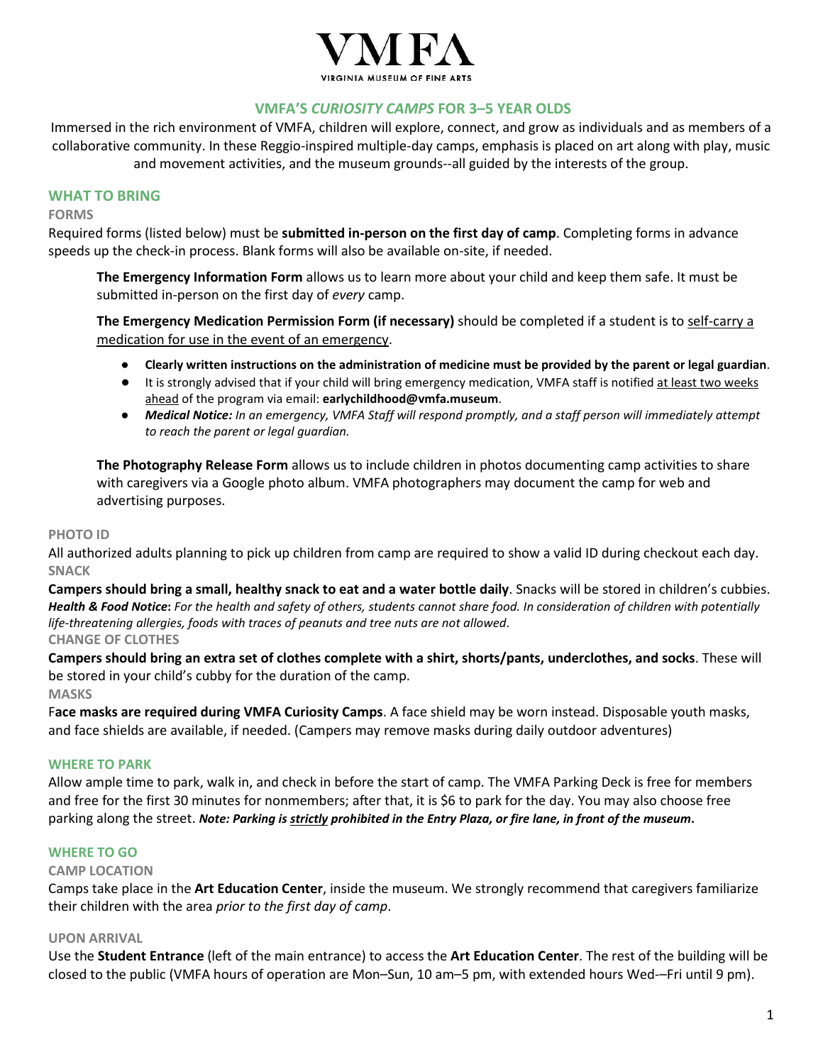# VMFA

VIRGINIA MUSEUM OF FINE ARTS

## VMFA'S *CURIOSITY CAMPS* FOR 3–5 YEAR OLDS

Immersed in the rich environment of VMFA, children will explore, connect, and grow as individuals and as members of a collaborative community. In these Reggio-inspired multiple-day camps, emphasis is placed on art along with play, music and movement activities, and the museum grounds--all guided by the interests of the group.

## WHAT TO BRING

### FORMS

Required forms (listed below) must be **submitted in-person on the first day of camp**. Completing forms in advance speeds up the check-in process. Blank forms will also be available on-site, if needed.

**The Emergency Information Form** allows us to learn more about your child and keep them safe. It must be submitted in-person on the first day of *every* camp.

**The Emergency Medication Permission Form (if necessary)** should be completed if a student is to self-carry a medication for use in the event of an emergency.

- **Clearly written instructions on the administration of medicine must be provided by the parent or legal guardian**.
- It is strongly advised that if your child will bring emergency medication, VMFA staff is notified at least two weeks ahead of the program via email: **earlychildhood@vmfa.museum**.
- ***Medical Notice:*** *In an emergency, VMFA Staff will respond promptly, and a staff person will immediately attempt to reach the parent or legal guardian.*

**The Photography Release Form** allows us to include children in photos documenting camp activities to share with caregivers via a Google photo album. VMFA photographers may document the camp for web and advertising purposes.

### PHOTO ID

All authorized adults planning to pick up children from camp are required to show a valid ID during checkout each day.

### SNACK

**Campers should bring a small, healthy snack to eat and a water bottle daily**. Snacks will be stored in children's cubbies. ***Health & Food Notice*****:** *For the health and safety of others, students cannot share food. In consideration of children with potentially life-threatening allergies, foods with traces of peanuts and tree nuts are not allowed*.

### CHANGE OF CLOTHES

**Campers should bring an extra set of clothes complete with a shirt, shorts/pants, underclothes, and socks**. These will be stored in your child's cubby for the duration of the camp.

### MASKS

F**ace masks are required during VMFA Curiosity Camps**. A face shield may be worn instead. Disposable youth masks, and face shields are available, if needed. (Campers may remove masks during daily outdoor adventures)

## WHERE TO PARK

Allow ample time to park, walk in, and check in before the start of camp. The VMFA Parking Deck is free for members and free for the first 30 minutes for nonmembers; after that, it is $6 to park for the day. You may also choose free parking along the street. ***Note: Parking is strictly prohibited in the Entry Plaza, or fire lane, in front of the museum*****.**

## WHERE TO GO

### CAMP LOCATION

Camps take place in the **Art Education Center**, inside the museum. We strongly recommend that caregivers familiarize their children with the area *prior to the first day of camp*.

### UPON ARRIVAL

Use the **Student Entrance** (left of the main entrance) to access the **Art Education Center**. The rest of the building will be closed to the public (VMFA hours of operation are Mon–Sun, 10 am–5 pm, with extended hours Wed-–Fri until 9 pm).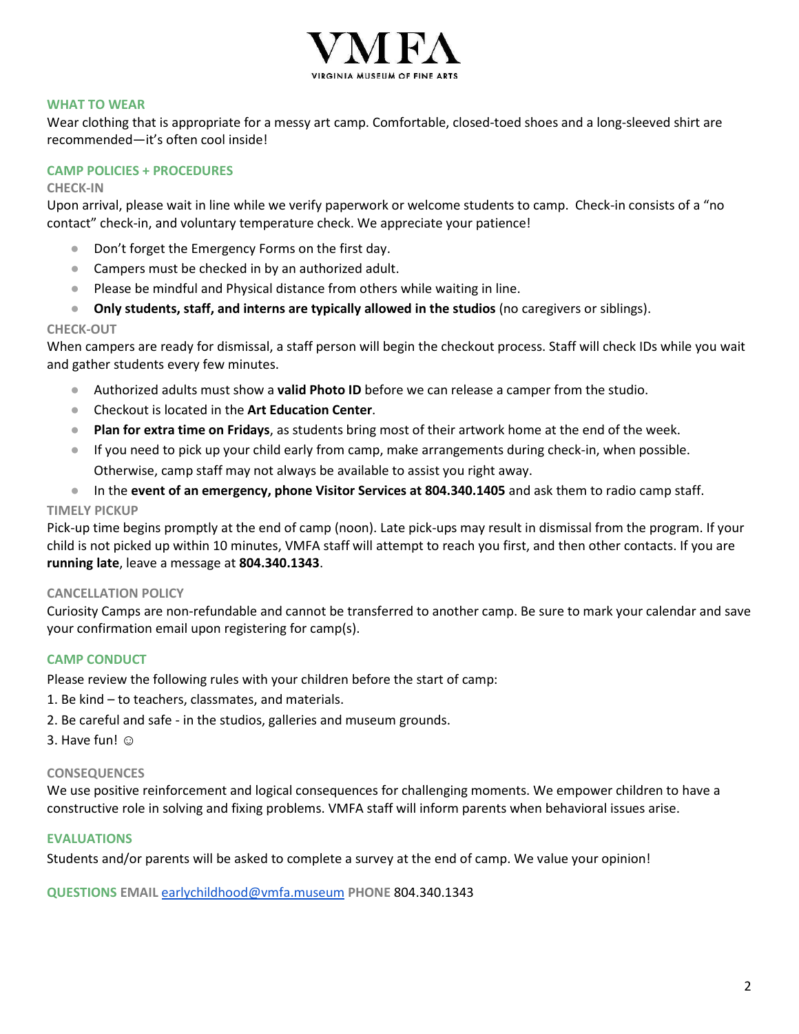## WHAT TO WEAR

Wear clothing that is appropriate for a messy art camp. Comfortable, closed-toed shoes and a long-sleeved shirt are recommended—it's often cool inside!

## CAMP POLICIES + PROCEDURES

### CHECK-IN

Upon arrival, please wait in line while we verify paperwork or welcome students to camp. Check-in consists of a "no contact" check-in, and voluntary temperature check. We appreciate your patience!

- Don't forget the Emergency Forms on the first day.
- Campers must be checked in by an authorized adult.
- Please be mindful and Physical distance from others while waiting in line.
- **Only students, staff, and interns are typically allowed in the studios** (no caregivers or siblings).

### CHECK-OUT

When campers are ready for dismissal, a staff person will begin the checkout process. Staff will check IDs while you wait and gather students every few minutes.

- Authorized adults must show a **valid Photo ID** before we can release a camper from the studio.
- Checkout is located in the **Art Education Center**.
- **Plan for extra time on Fridays**, as students bring most of their artwork home at the end of the week.
- If you need to pick up your child early from camp, make arrangements during check-in, when possible. Otherwise, camp staff may not always be available to assist you right away.
- In the **event of an emergency, phone Visitor Services at 804.340.1405** and ask them to radio camp staff.

### TIMELY PICKUP

Pick-up time begins promptly at the end of camp (noon). Late pick-ups may result in dismissal from the program. If your child is not picked up within 10 minutes, VMFA staff will attempt to reach you first, and then other contacts. If you are **running late**, leave a message at **804.340.1343**.

### CANCELLATION POLICY

Curiosity Camps are non-refundable and cannot be transferred to another camp. Be sure to mark your calendar and save your confirmation email upon registering for camp(s).

## CAMP CONDUCT

Please review the following rules with your children before the start of camp:

1. Be kind – to teachers, classmates, and materials.
2. Be careful and safe - in the studios, galleries and museum grounds.
3. Have fun! ☺

### CONSEQUENCES

We use positive reinforcement and logical consequences for challenging moments. We empower children to have a constructive role in solving and fixing problems. VMFA staff will inform parents when behavioral issues arise.

## EVALUATIONS

Students and/or parents will be asked to complete a survey at the end of camp. We value your opinion!

**QUESTIONS EMAIL** earlychildhood@vmfa.museum **PHONE** 804.340.1343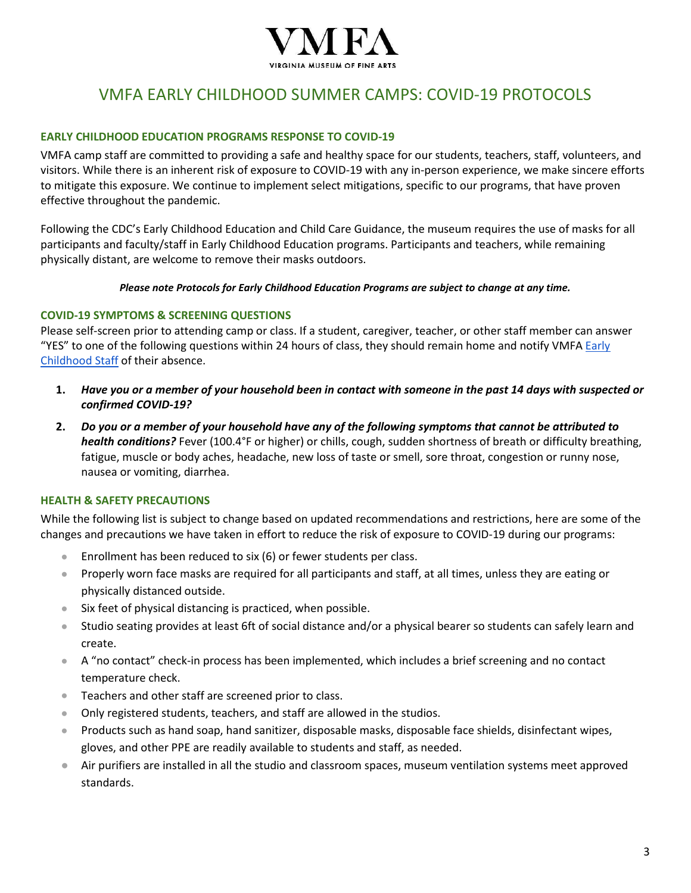VMFA
VIRGINIA MUSEUM OF FINE ARTS

# VMFA EARLY CHILDHOOD SUMMER CAMPS: COVID-19 PROTOCOLS

## EARLY CHILDHOOD EDUCATION PROGRAMS RESPONSE TO COVID-19

VMFA camp staff are committed to providing a safe and healthy space for our students, teachers, staff, volunteers, and visitors. While there is an inherent risk of exposure to COVID-19 with any in-person experience, we make sincere efforts to mitigate this exposure. We continue to implement select mitigations, specific to our programs, that have proven effective throughout the pandemic.

Following the CDC's Early Childhood Education and Child Care Guidance, the museum requires the use of masks for all participants and faculty/staff in Early Childhood Education programs. Participants and teachers, while remaining physically distant, are welcome to remove their masks outdoors.

***Please note Protocols for Early Childhood Education Programs are subject to change at any time.***

## COVID-19 SYMPTOMS & SCREENING QUESTIONS

Please self-screen prior to attending camp or class. If a student, caregiver, teacher, or other staff member can answer "YES" to one of the following questions within 24 hours of class, they should remain home and notify VMFA Early Childhood Staff of their absence.

1. ***Have you or a member of your household been in contact with someone in the past 14 days with suspected or confirmed COVID-19?***
2. ***Do you or a member of your household have any of the following symptoms that cannot be attributed to health conditions?*** Fever (100.4°F or higher) or chills, cough, sudden shortness of breath or difficulty breathing, fatigue, muscle or body aches, headache, new loss of taste or smell, sore throat, congestion or runny nose, nausea or vomiting, diarrhea.

## HEALTH & SAFETY PRECAUTIONS

While the following list is subject to change based on updated recommendations and restrictions, here are some of the changes and precautions we have taken in effort to reduce the risk of exposure to COVID-19 during our programs:

- Enrollment has been reduced to six (6) or fewer students per class.
- Properly worn face masks are required for all participants and staff, at all times, unless they are eating or physically distanced outside.
- Six feet of physical distancing is practiced, when possible.
- Studio seating provides at least 6ft of social distance and/or a physical bearer so students can safely learn and create.
- A "no contact" check-in process has been implemented, which includes a brief screening and no contact temperature check.
- Teachers and other staff are screened prior to class.
- Only registered students, teachers, and staff are allowed in the studios.
- Products such as hand soap, hand sanitizer, disposable masks, disposable face shields, disinfectant wipes, gloves, and other PPE are readily available to students and staff, as needed.
- Air purifiers are installed in all the studio and classroom spaces, museum ventilation systems meet approved standards.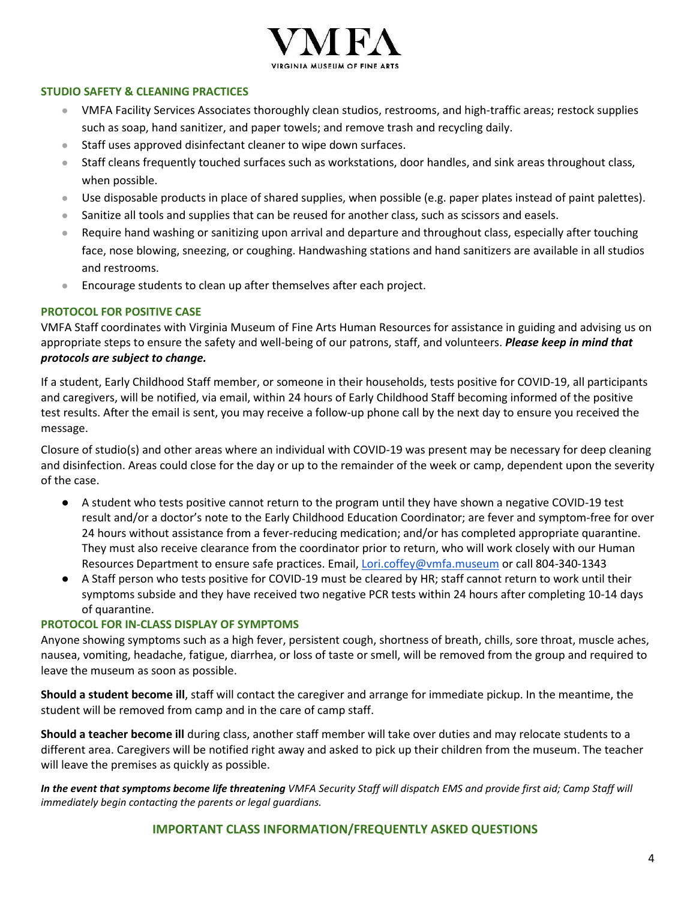## STUDIO SAFETY & CLEANING PRACTICES

- VMFA Facility Services Associates thoroughly clean studios, restrooms, and high-traffic areas; restock supplies such as soap, hand sanitizer, and paper towels; and remove trash and recycling daily.
- Staff uses approved disinfectant cleaner to wipe down surfaces.
- Staff cleans frequently touched surfaces such as workstations, door handles, and sink areas throughout class, when possible.
- Use disposable products in place of shared supplies, when possible (e.g. paper plates instead of paint palettes).
- Sanitize all tools and supplies that can be reused for another class, such as scissors and easels.
- Require hand washing or sanitizing upon arrival and departure and throughout class, especially after touching face, nose blowing, sneezing, or coughing. Handwashing stations and hand sanitizers are available in all studios and restrooms.
- Encourage students to clean up after themselves after each project.

## PROTOCOL FOR POSITIVE CASE

VMFA Staff coordinates with Virginia Museum of Fine Arts Human Resources for assistance in guiding and advising us on appropriate steps to ensure the safety and well-being of our patrons, staff, and volunteers. ***Please keep in mind that protocols are subject to change.***

If a student, Early Childhood Staff member, or someone in their households, tests positive for COVID-19, all participants and caregivers, will be notified, via email, within 24 hours of Early Childhood Staff becoming informed of the positive test results. After the email is sent, you may receive a follow-up phone call by the next day to ensure you received the message.

Closure of studio(s) and other areas where an individual with COVID-19 was present may be necessary for deep cleaning and disinfection. Areas could close for the day or up to the remainder of the week or camp, dependent upon the severity of the case.

- A student who tests positive cannot return to the program until they have shown a negative COVID-19 test result and/or a doctor's note to the Early Childhood Education Coordinator; are fever and symptom-free for over 24 hours without assistance from a fever-reducing medication; and/or has completed appropriate quarantine. They must also receive clearance from the coordinator prior to return, who will work closely with our Human Resources Department to ensure safe practices. Email, Lori.coffey@vmfa.museum or call 804-340-1343
- A Staff person who tests positive for COVID-19 must be cleared by HR; staff cannot return to work until their symptoms subside and they have received two negative PCR tests within 24 hours after completing 10-14 days of quarantine.

## PROTOCOL FOR IN-CLASS DISPLAY OF SYMPTOMS

Anyone showing symptoms such as a high fever, persistent cough, shortness of breath, chills, sore throat, muscle aches, nausea, vomiting, headache, fatigue, diarrhea, or loss of taste or smell, will be removed from the group and required to leave the museum as soon as possible.

**Should a student become ill**, staff will contact the caregiver and arrange for immediate pickup. In the meantime, the student will be removed from camp and in the care of camp staff.

**Should a teacher become ill** during class, another staff member will take over duties and may relocate students to a different area. Caregivers will be notified right away and asked to pick up their children from the museum. The teacher will leave the premises as quickly as possible.

***In the event that symptoms become life threatening*** *VMFA Security Staff will dispatch EMS and provide first aid; Camp Staff will immediately begin contacting the parents or legal guardians.*

## IMPORTANT CLASS INFORMATION/FREQUENTLY ASKED QUESTIONS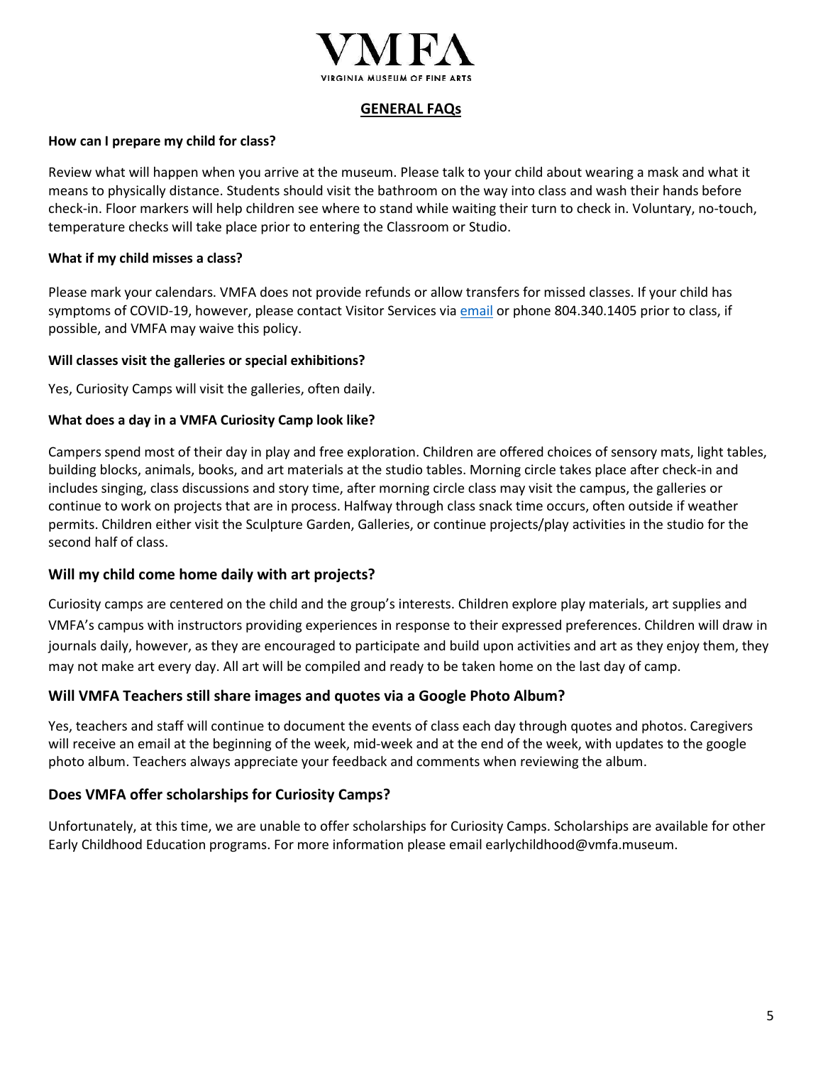# GENERAL FAQs

**How can I prepare my child for class?**

Review what will happen when you arrive at the museum. Please talk to your child about wearing a mask and what it means to physically distance. Students should visit the bathroom on the way into class and wash their hands before check-in. Floor markers will help children see where to stand while waiting their turn to check in. Voluntary, no-touch, temperature checks will take place prior to entering the Classroom or Studio.

**What if my child misses a class?**

Please mark your calendars. VMFA does not provide refunds or allow transfers for missed classes. If your child has symptoms of COVID-19, however, please contact Visitor Services via email or phone 804.340.1405 prior to class, if possible, and VMFA may waive this policy.

**Will classes visit the galleries or special exhibitions?**

Yes, Curiosity Camps will visit the galleries, often daily.

**What does a day in a VMFA Curiosity Camp look like?**

Campers spend most of their day in play and free exploration. Children are offered choices of sensory mats, light tables, building blocks, animals, books, and art materials at the studio tables. Morning circle takes place after check-in and includes singing, class discussions and story time, after morning circle class may visit the campus, the galleries or continue to work on projects that are in process. Halfway through class snack time occurs, often outside if weather permits. Children either visit the Sculpture Garden, Galleries, or continue projects/play activities in the studio for the second half of class.

## Will my child come home daily with art projects?

Curiosity camps are centered on the child and the group's interests. Children explore play materials, art supplies and VMFA's campus with instructors providing experiences in response to their expressed preferences. Children will draw in journals daily, however, as they are encouraged to participate and build upon activities and art as they enjoy them, they may not make art every day. All art will be compiled and ready to be taken home on the last day of camp.

## Will VMFA Teachers still share images and quotes via a Google Photo Album?

Yes, teachers and staff will continue to document the events of class each day through quotes and photos. Caregivers will receive an email at the beginning of the week, mid-week and at the end of the week, with updates to the google photo album. Teachers always appreciate your feedback and comments when reviewing the album.

## Does VMFA offer scholarships for Curiosity Camps?

Unfortunately, at this time, we are unable to offer scholarships for Curiosity Camps. Scholarships are available for other Early Childhood Education programs. For more information please email earlychildhood@vmfa.museum.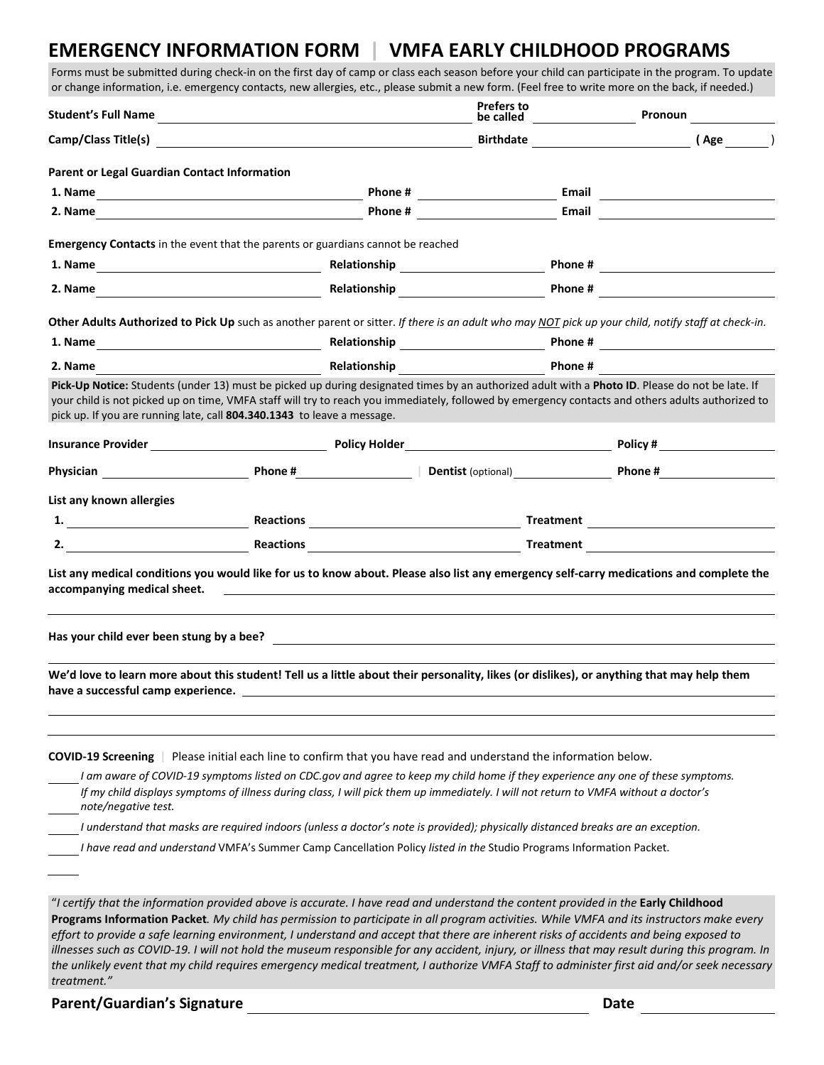# EMERGENCY INFORMATION FORM | VMFA EARLY CHILDHOOD PROGRAMS

Forms must be submitted during check-in on the first day of camp or class each season before your child can participate in the program. To update or change information, i.e. emergency contacts, new allergies, etc., please submit a new form. (Feel free to write more on the back, if needed.)

**Student's Full Name** ______________________ **Prefers to be called** ____________ **Pronoun** ________

**Camp/Class Title(s)** ______________________ **Birthdate** ____________ **( Age** ______ **)**

**Parent or Legal Guardian Contact Information**

**1. Name** ______________ **Phone #** ______________ **Email** ______________

**2. Name** ______________ **Phone #** ______________ **Email** ______________

**Emergency Contacts** in the event that the parents or guardians cannot be reached

**1. Name** ______________ **Relationship** ______________ **Phone #** ______________

**2. Name** ______________ **Relationship** ______________ **Phone #** ______________

**Other Adults Authorized to Pick Up** such as another parent or sitter. *If there is an adult who may NOT pick up your child, notify staff at check-in.*

**1. Name** ______________ **Relationship** ______________ **Phone #** ______________

**2. Name** ______________ **Relationship** ______________ **Phone #** ______________

**Pick-Up Notice:** Students (under 13) must be picked up during designated times by an authorized adult with a **Photo ID**. Please do not be late. If your child is not picked up on time, VMFA staff will try to reach you immediately, followed by emergency contacts and others adults authorized to pick up. If you are running late, call **804.340.1343** to leave a message.

**Insurance Provider** ______________ **Policy Holder** ______________ **Policy #** ______________

**Physician** ______________ **Phone #** ______________ | **Dentist** (optional) ______________ **Phone #** ______________

**List any known allergies**

**1.** ______________ **Reactions** ______________ **Treatment** ______________

**2.** ______________ **Reactions** ______________ **Treatment** ______________

**List any medical conditions you would like for us to know about. Please also list any emergency self-carry medications and complete the accompanying medical sheet.** ______________

**Has your child ever been stung by a bee?** ______________

**We'd love to learn more about this student! Tell us a little about their personality, likes (or dislikes), or anything that may help them have a successful camp experience.** ______________

**COVID-19 Screening** | Please initial each line to confirm that you have read and understand the information below.

_____ *I am aware of COVID-19 symptoms listed on CDC.gov and agree to keep my child home if they experience any one of these symptoms.*

_____ *If my child displays symptoms of illness during class, I will pick them up immediately. I will not return to VMFA without a doctor's note/negative test.*

_____ *I understand that masks are required indoors (unless a doctor's note is provided); physically distanced breaks are an exception.*

_____ *I have read and understand* VMFA's Summer Camp Cancellation Policy *listed in the* Studio Programs Information Packet.

_____

"*I certify that the information provided above is accurate. I have read and understand the content provided in the* **Early Childhood Programs Information Packet***. My child has permission to participate in all program activities. While VMFA and its instructors make every effort to provide a safe learning environment, I understand and accept that there are inherent risks of accidents and being exposed to illnesses such as COVID-19. I will not hold the museum responsible for any accident, injury, or illness that may result during this program. In the unlikely event that my child requires emergency medical treatment, I authorize VMFA Staff to administer first aid and/or seek necessary treatment.*"

**Parent/Guardian's Signature** ______________________ **Date** ______________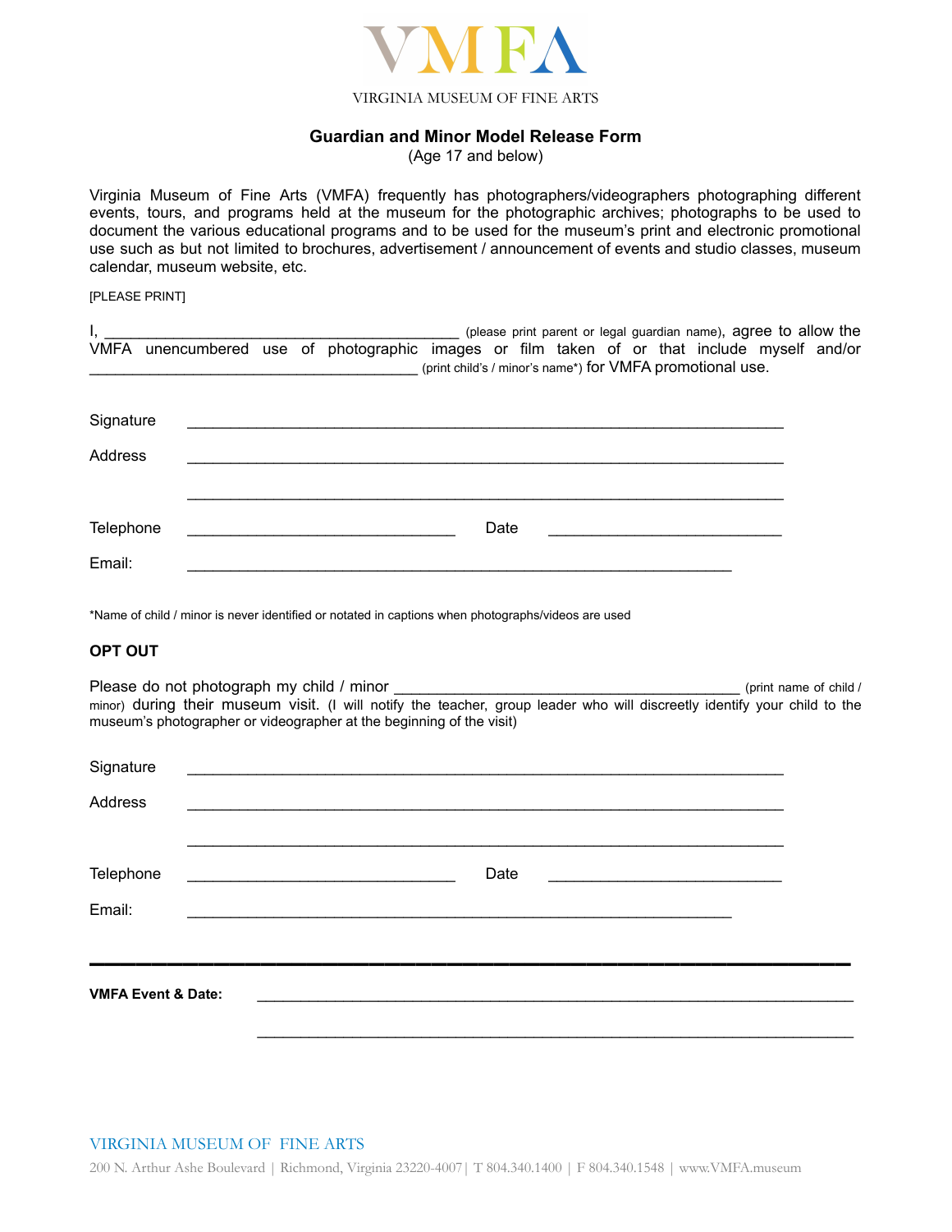VMFA

VIRGINIA MUSEUM OF FINE ARTS

## Guardian and Minor Model Release Form

(Age 17 and below)

Virginia Museum of Fine Arts (VMFA) frequently has photographers/videographers photographing different events, tours, and programs held at the museum for the photographic archives; photographs to be used to document the various educational programs and to be used for the museum's print and electronic promotional use such as but not limited to brochures, advertisement / announcement of events and studio classes, museum calendar, museum website, etc.

[PLEASE PRINT]

I, ________________________________________ (please print parent or legal guardian name), agree to allow the VMFA unencumbered use of photographic images or film taken of or that include myself and/or ________________________________________ (print child's / minor's name*) for VMFA promotional use.

Signature ____________________________________________________________________

Address ____________________________________________________________________

____________________________________________________________________

Telephone ______________________________ Date ___________________________

Email: ______________________________________________________________

*Name of child / minor is never identified or notated in captions when photographs/videos are used

**OPT OUT**

Please do not photograph my child / minor ________________________________________ (print name of child / minor) during their museum visit. (I will notify the teacher, group leader who will discreetly identify your child to the museum's photographer or videographer at the beginning of the visit)

Signature ____________________________________________________________________

Address ____________________________________________________________________

____________________________________________________________________

Telephone ______________________________ Date ___________________________

Email: ______________________________________________________________

---

**VMFA Event & Date:** ____________________________________________________________________

____________________________________________________________________

VIRGINIA MUSEUM OF FINE ARTS

200 N. Arthur Ashe Boulevard | Richmond, Virginia 23220-4007 | T 804.340.1400 | F 804.340.1548 | www.VMFA.museum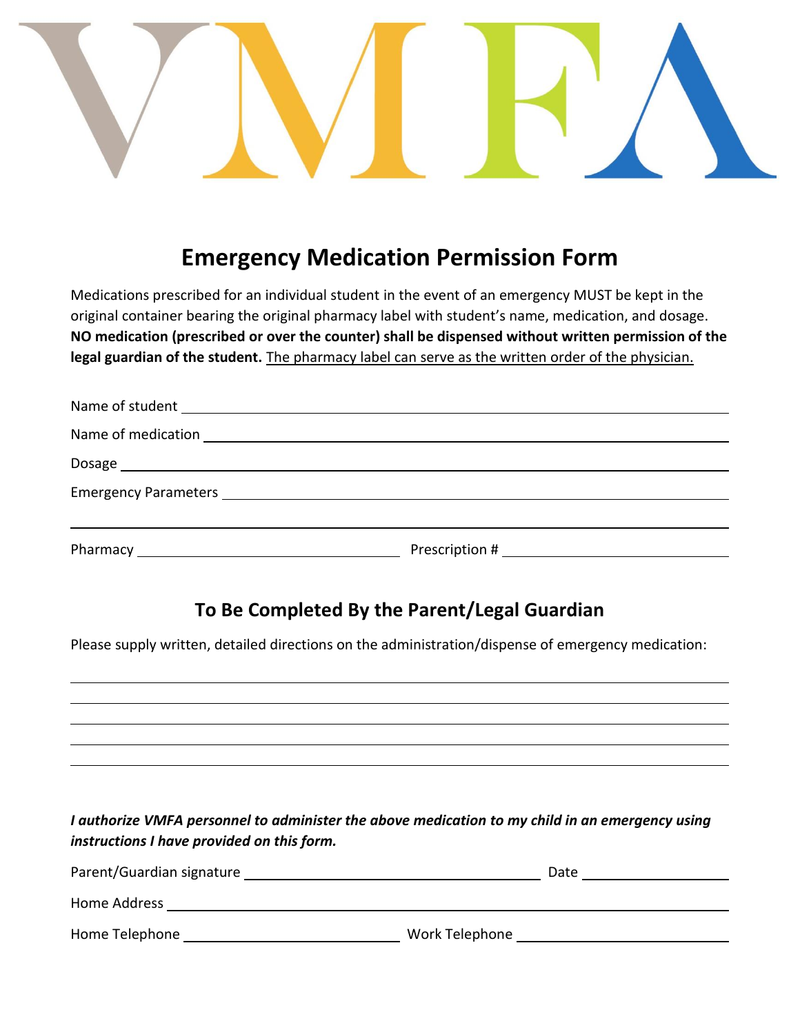VMFA

# Emergency Medication Permission Form

Medications prescribed for an individual student in the event of an emergency MUST be kept in the original container bearing the original pharmacy label with student's name, medication, and dosage. **NO medication (prescribed or over the counter) shall be dispensed without written permission of the legal guardian of the student.** The pharmacy label can serve as the written order of the physician.

Name of student ______________________________________________

Name of medication ______________________________________________

Dosage ______________________________________________

Emergency Parameters ______________________________________________

______________________________________________

Pharmacy ______________________ Prescription # ______________________

## To Be Completed By the Parent/Legal Guardian

Please supply written, detailed directions on the administration/dispense of emergency medication:

______________________________________________

______________________________________________

______________________________________________

______________________________________________

______________________________________________

***I authorize VMFA personnel to administer the above medication to my child in an emergency using instructions I have provided on this form.***

Parent/Guardian signature ______________________ Date ______________

Home Address ______________________________________________

Home Telephone ______________________ Work Telephone ______________________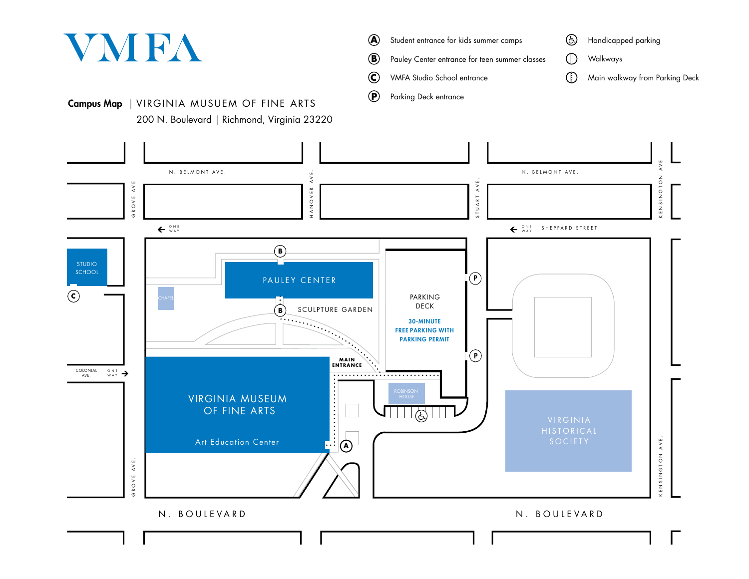# VMFA

**Campus Map** | VIRGINIA MUSEUM OF FINE ARTS

200 N. Boulevard | Richmond, Virginia 23220

- (A) Student entrance for kids summer camps
- (B) Pauley Center entrance for teen summer classes
- (C) VMFA Studio School entrance
- (P) Parking Deck entrance
- Handicapped parking
- Walkways
- Main walkway from Parking Deck

N. BELMONT AVE.

GROVE AVE.

HANOVER AVE.

STUART AVE.

KENSINGTON AVE.

ONE WAY

SHEPPARD STREET

STUDIO SCHOOL

CHAPEL

PAULEY CENTER

SCULPTURE GARDEN

PARKING DECK

30-MINUTE FREE PARKING WITH PARKING PERMIT

MAIN ENTRANCE

COLONIAL AVE.

VIRGINIA MUSEUM OF FINE ARTS

Art Education Center

ROBINSON HOUSE

VIRGINIA HISTORICAL SOCIETY

N. BOULEVARD